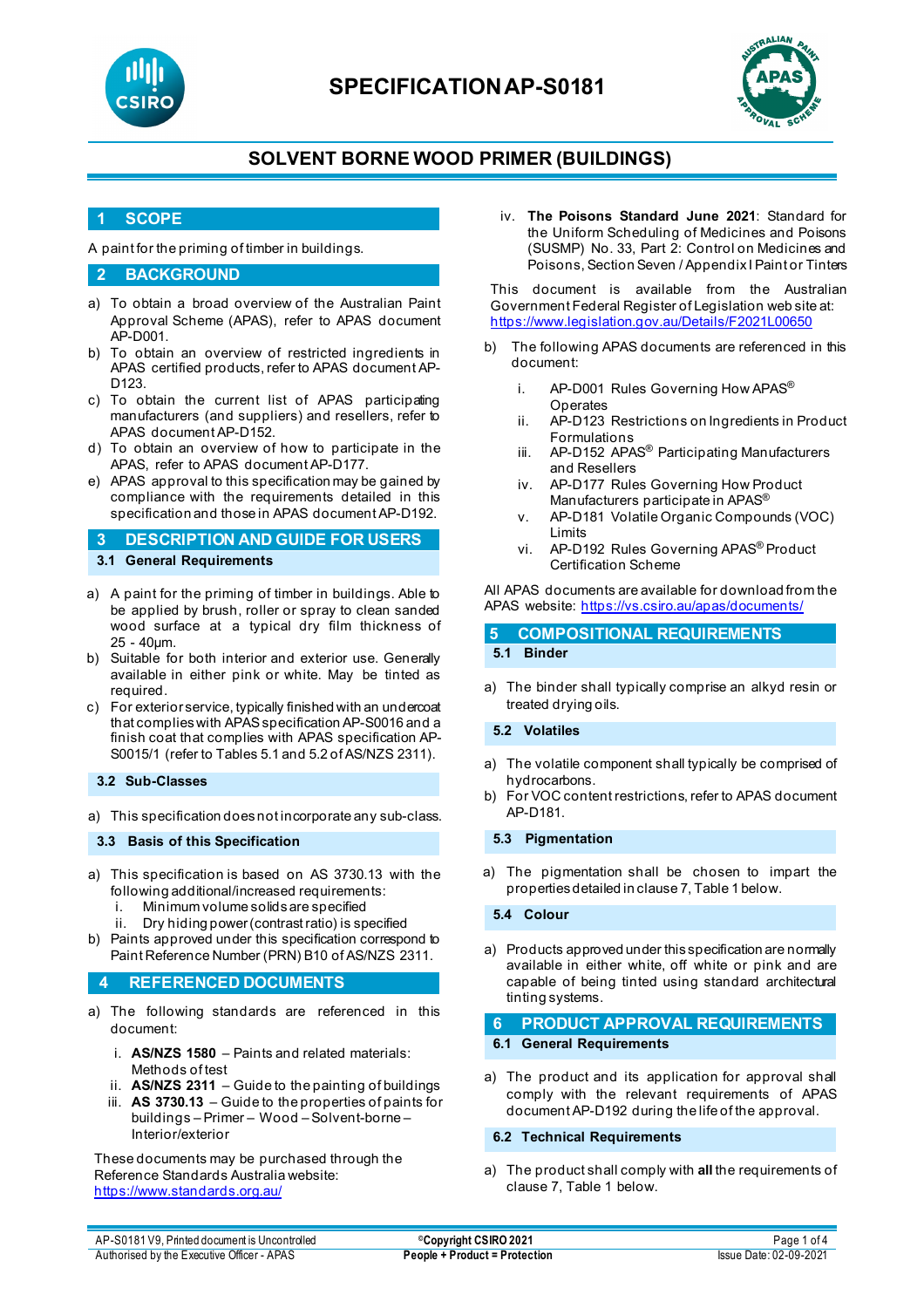# SPECIFICATION AP-S0181

## SOLVENT BORNE WOOD PRIMER (BUILDINGS)

## 1 SCOPE

A paint for the priming of timber in buildings.

## 2 BACKGROUND

a) To obtain a broad overview of the Australian Paint Approval Scheme (APAS), refer to APAS document AP-D001.

b) To obtain an overview of restricted ingredients in APAS certified products, refer to APAS document AP-D123.

c) To obtain the current list of APAS participating manufacturers (and suppliers) and resellers, refer to APAS document AP-D152.

d) To obtain an overview of how to participate in the APAS, refer to APAS document AP-D177.

e) APAS approval to this specification may be gained by compliance with the requirements detailed in this specification and those in APAS document AP-D192.

## 3 DESCRIPTION AND GUIDE FOR USERS

### 3.1 General Requirements

a) A paint for the priming of timber in buildings. Able to be applied by brush, roller or spray to clean sanded wood surface at a typical dry film thickness of 25 - 40µm.

b) Suitable for both interior and exterior use. Generally available in either pink or white. May be tinted as required.

c) For exterior service, typically finished with an undercoat that complies with APAS specification AP-S0016 and a finish coat that complies with APAS specification AP-S0015/1 (refer to Tables 5.1 and 5.2 of AS/NZS 2311).

### 3.2 Sub-Classes

a) This specification does not incorporate any sub-class.

### 3.3 Basis of this Specification

a) This specification is based on AS 3730.13 with the following additional/increased requirements:
   i. Minimum volume solids are specified
   ii. Dry hiding power (contrast ratio) is specified

b) Paints approved under this specification correspond to Paint Reference Number (PRN) B10 of AS/NZS 2311.

## 4 REFERENCED DOCUMENTS

a) The following standards are referenced in this document:
   i. **AS/NZS 1580** – Paints and related materials: Methods of test
   ii. **AS/NZS 2311** – Guide to the painting of buildings
   iii. **AS 3730.13** – Guide to the properties of paints for buildings – Primer – Wood – Solvent-borne – Interior/exterior

These documents may be purchased through the Reference Standards Australia website: https://www.standards.org.au/

   iv. **The Poisons Standard June 2021**: Standard for the Uniform Scheduling of Medicines and Poisons (SUSMP) No. 33, Part 2: Control on Medicines and Poisons, Section Seven / Appendix I Paint or Tinters

This document is available from the Australian Government Federal Register of Legislation web site at: https://www.legislation.gov.au/Details/F2021L00650

b) The following APAS documents are referenced in this document:
   i. AP-D001 Rules Governing How APAS® Operates
   ii. AP-D123 Restrictions on Ingredients in Product Formulations
   iii. AP-D152 APAS® Participating Manufacturers and Resellers
   iv. AP-D177 Rules Governing How Product Manufacturers participate in APAS®
   v. AP-D181 Volatile Organic Compounds (VOC) Limits
   vi. AP-D192 Rules Governing APAS® Product Certification Scheme

All APAS documents are available for download from the APAS website: https://vs.csiro.au/apas/documents/

## 5 COMPOSITIONAL REQUIREMENTS

### 5.1 Binder

a) The binder shall typically comprise an alkyd resin or treated drying oils.

### 5.2 Volatiles

a) The volatile component shall typically be comprised of hydrocarbons.

b) For VOC content restrictions, refer to APAS document AP-D181.

### 5.3 Pigmentation

a) The pigmentation shall be chosen to impart the properties detailed in clause 7, Table 1 below.

### 5.4 Colour

a) Products approved under this specification are normally available in either white, off white or pink and are capable of being tinted using standard architectural tinting systems.

## 6 PRODUCT APPROVAL REQUIREMENTS

### 6.1 General Requirements

a) The product and its application for approval shall comply with the relevant requirements of APAS document AP-D192 during the life of the approval.

### 6.2 Technical Requirements

a) The product shall comply with **all** the requirements of clause 7, Table 1 below.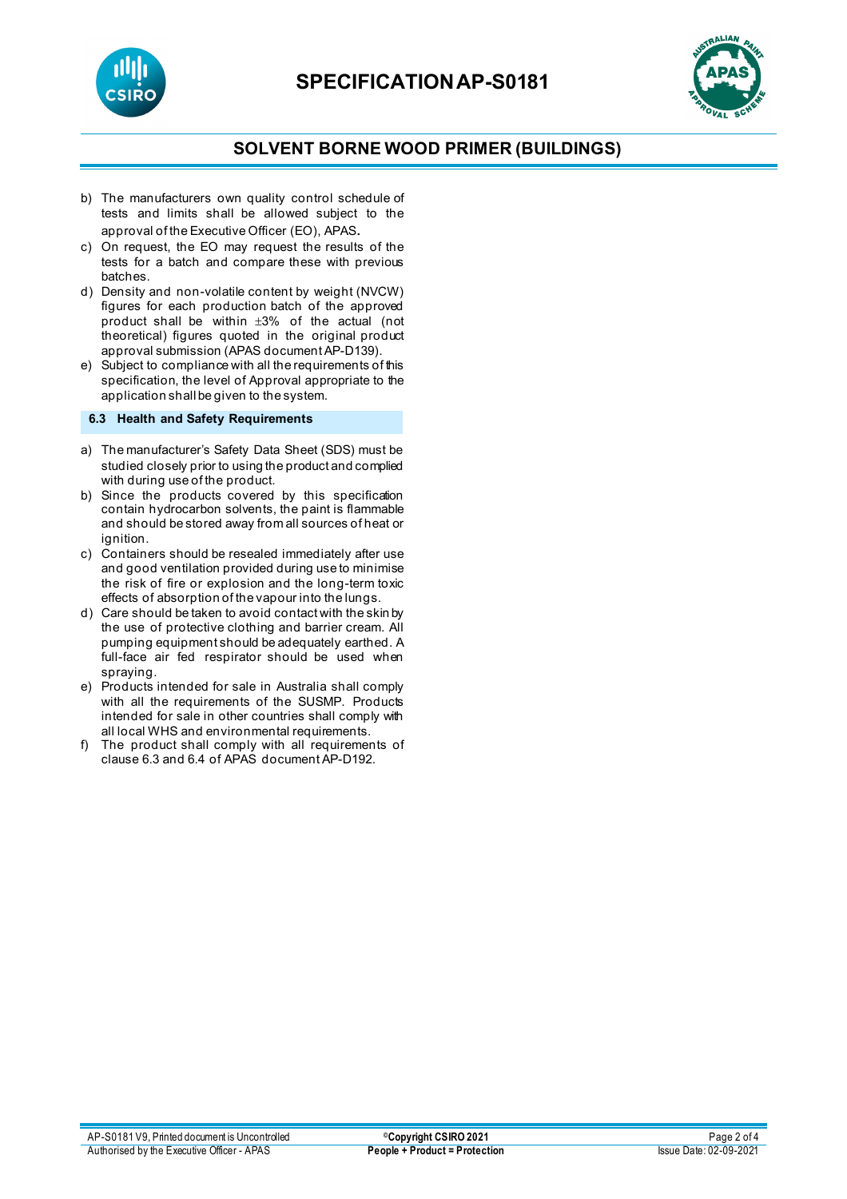b) The manufacturers own quality control schedule of tests and limits shall be allowed subject to the approval of the Executive Officer (EO), APAS.
c) On request, the EO may request the results of the tests for a batch and compare these with previous batches.
d) Density and non-volatile content by weight (NVCW) figures for each production batch of the approved product shall be within ±3% of the actual (not theoretical) figures quoted in the original product approval submission (APAS document AP-D139).
e) Subject to compliance with all the requirements of this specification, the level of Approval appropriate to the application shall be given to the system.

### 6.3 Health and Safety Requirements

a) The manufacturer's Safety Data Sheet (SDS) must be studied closely prior to using the product and complied with during use of the product.
b) Since the products covered by this specification contain hydrocarbon solvents, the paint is flammable and should be stored away from all sources of heat or ignition.
c) Containers should be resealed immediately after use and good ventilation provided during use to minimise the risk of fire or explosion and the long-term toxic effects of absorption of the vapour into the lungs.
d) Care should be taken to avoid contact with the skin by the use of protective clothing and barrier cream. All pumping equipment should be adequately earthed. A full-face air fed respirator should be used when spraying.
e) Products intended for sale in Australia shall comply with all the requirements of the SUSMP. Products intended for sale in other countries shall comply with all local WHS and environmental requirements.
f) The product shall comply with all requirements of clause 6.3 and 6.4 of APAS document AP-D192.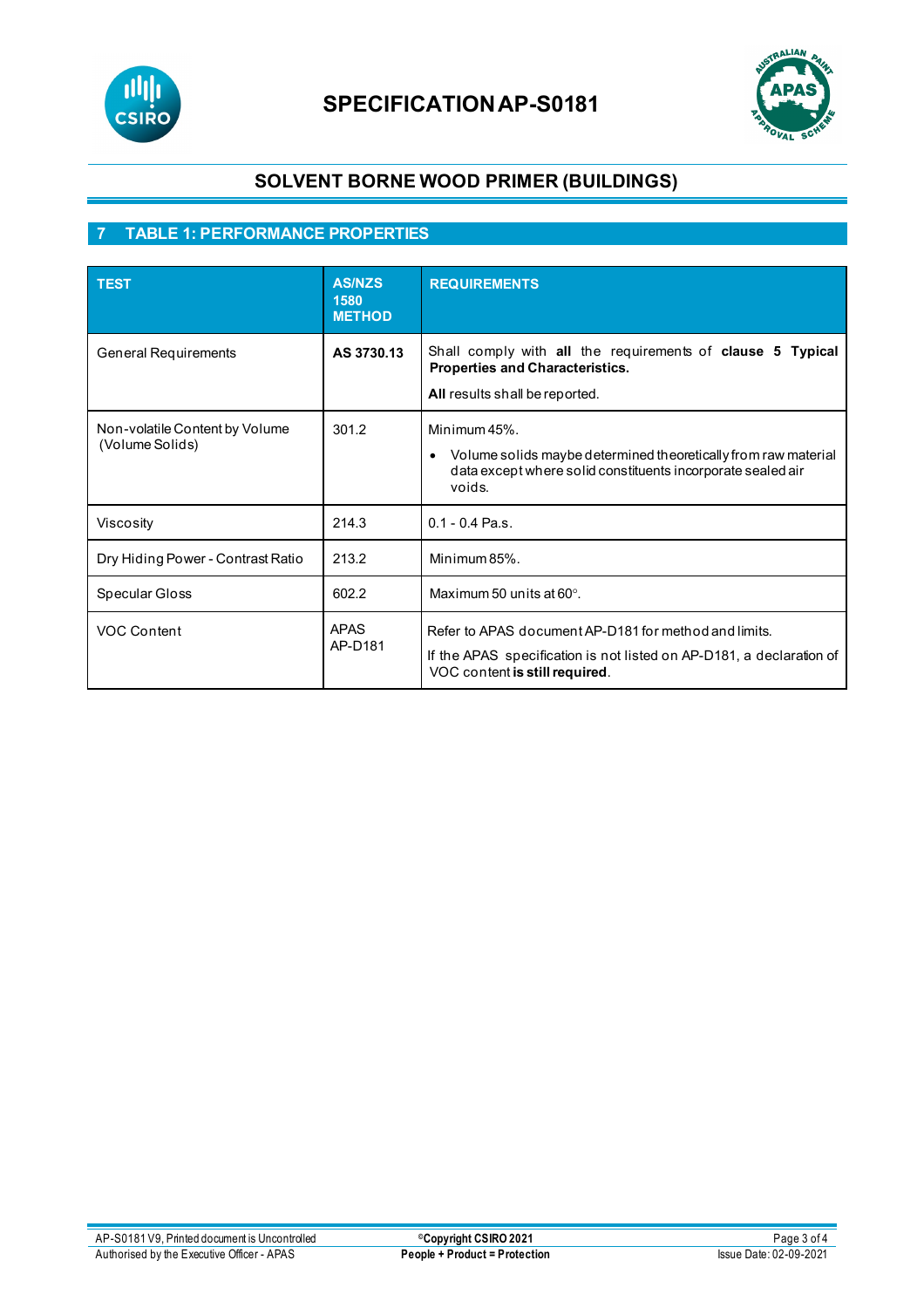# SPECIFICATION AP-S0181

## SOLVENT BORNE WOOD PRIMER (BUILDINGS)

## 7 TABLE 1: PERFORMANCE PROPERTIES

| TEST | AS/NZS 1580 METHOD | REQUIREMENTS |
|---|---|---|
| General Requirements | **AS 3730.13** | Shall comply with **all** the requirements of **clause 5 Typical Properties and Characteristics.** **All** results shall be reported. |
| Non-volatile Content by Volume (Volume Solids) | 301.2 | Minimum 45%. • Volume solids maybe determined theoretically from raw material data except where solid constituents incorporate sealed air voids. |
| Viscosity | 214.3 | 0.1 - 0.4 Pa.s. |
| Dry Hiding Power - Contrast Ratio | 213.2 | Minimum 85%. |
| Specular Gloss | 602.2 | Maximum 50 units at 60°. |
| VOC Content | APAS AP-D181 | Refer to APAS document AP-D181 for method and limits. If the APAS specification is not listed on AP-D181, a declaration of VOC content **is still required**. |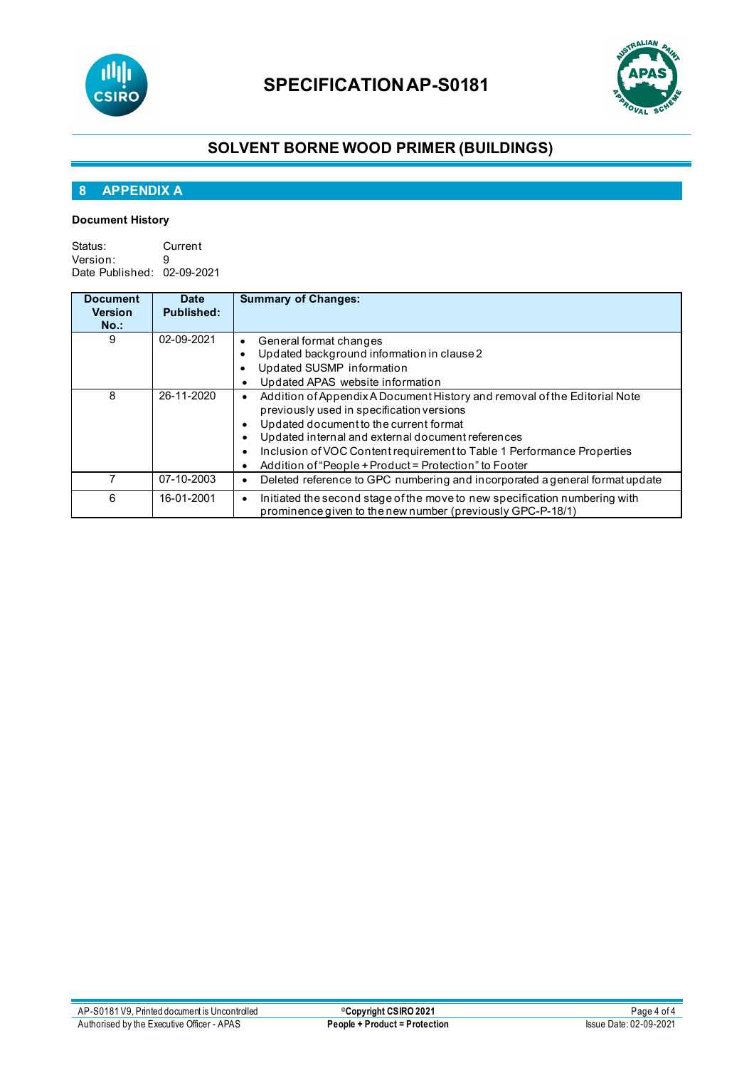## 8 APPENDIX A

**Document History**

Status: Current
Version: 9
Date Published: 02-09-2021

| Document Version No.: | Date Published: | Summary of Changes: |
|---|---|---|
| 9 | 02-09-2021 | • General format changes<br>• Updated background information in clause 2<br>• Updated SUSMP information<br>• Updated APAS website information |
| 8 | 26-11-2020 | • Addition of Appendix A Document History and removal of the Editorial Note previously used in specification versions<br>• Updated document to the current format<br>• Updated internal and external document references<br>• Inclusion of VOC Content requirement to Table 1 Performance Properties<br>• Addition of "People + Product = Protection" to Footer |
| 7 | 07-10-2003 | • Deleted reference to GPC numbering and incorporated a general format update |
| 6 | 16-01-2001 | • Initiated the second stage of the move to new specification numbering with prominence given to the new number (previously GPC-P-18/1) |